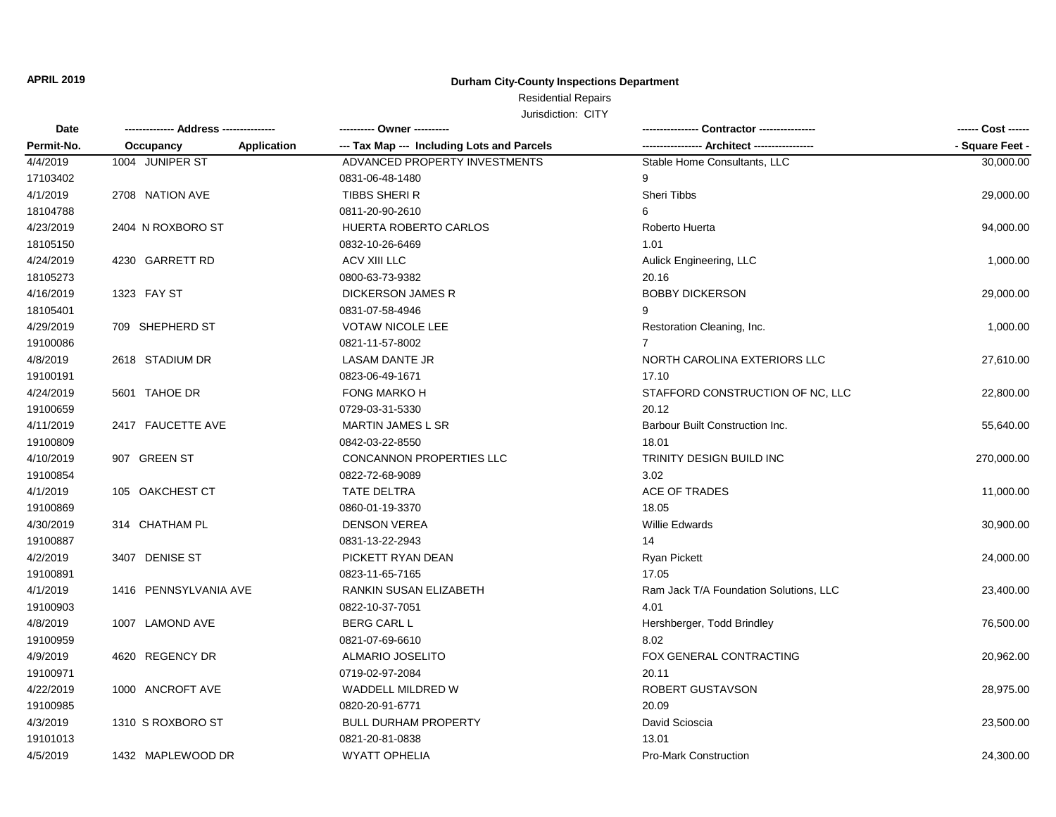**APRIL 2019**

**Durham City-County Inspections Department**

Residential Repairs

Jurisdiction: CITY

| Date | ------------- Address -------------- | | ---------- Owner ---------- | ---------------- Contractor ---------------- | ------ Cost ------ |
|---|---|---|---|---|---|
| **Permit-No.** | **Occupancy** | **Application** | **--- Tax Map --- Including Lots and Parcels** | **----------------- Architect -----------------** | **- Square Feet -** |
| 4/4/2019 | 1004 JUNIPER ST | | ADVANCED PROPERTY INVESTMENTS | Stable Home Consultants, LLC | 30,000.00 |
| 17103402 | | | 0831-06-48-1480 | 9 | |
| 4/1/2019 | 2708 NATION AVE | | TIBBS SHERI R | Sheri Tibbs | 29,000.00 |
| 18104788 | | | 0811-20-90-2610 | 6 | |
| 4/23/2019 | 2404 N ROXBORO ST | | HUERTA ROBERTO CARLOS | Roberto Huerta | 94,000.00 |
| 18105150 | | | 0832-10-26-6469 | 1.01 | |
| 4/24/2019 | 4230 GARRETT RD | | ACV XIII LLC | Aulick Engineering, LLC | 1,000.00 |
| 18105273 | | | 0800-63-73-9382 | 20.16 | |
| 4/16/2019 | 1323 FAY ST | | DICKERSON JAMES R | BOBBY DICKERSON | 29,000.00 |
| 18105401 | | | 0831-07-58-4946 | 9 | |
| 4/29/2019 | 709 SHEPHERD ST | | VOTAW NICOLE LEE | Restoration Cleaning, Inc. | 1,000.00 |
| 19100086 | | | 0821-11-57-8002 | 7 | |
| 4/8/2019 | 2618 STADIUM DR | | LASAM DANTE JR | NORTH CAROLINA EXTERIORS LLC | 27,610.00 |
| 19100191 | | | 0823-06-49-1671 | 17.10 | |
| 4/24/2019 | 5601 TAHOE DR | | FONG MARKO H | STAFFORD CONSTRUCTION OF NC, LLC | 22,800.00 |
| 19100659 | | | 0729-03-31-5330 | 20.12 | |
| 4/11/2019 | 2417 FAUCETTE AVE | | MARTIN JAMES L SR | Barbour Built Construction Inc. | 55,640.00 |
| 19100809 | | | 0842-03-22-8550 | 18.01 | |
| 4/10/2019 | 907 GREEN ST | | CONCANNON PROPERTIES LLC | TRINITY DESIGN BUILD INC | 270,000.00 |
| 19100854 | | | 0822-72-68-9089 | 3.02 | |
| 4/1/2019 | 105 OAKCHEST CT | | TATE DELTRA | ACE OF TRADES | 11,000.00 |
| 19100869 | | | 0860-01-19-3370 | 18.05 | |
| 4/30/2019 | 314 CHATHAM PL | | DENSON VEREA | Willie Edwards | 30,900.00 |
| 19100887 | | | 0831-13-22-2943 | 14 | |
| 4/2/2019 | 3407 DENISE ST | | PICKETT RYAN DEAN | Ryan Pickett | 24,000.00 |
| 19100891 | | | 0823-11-65-7165 | 17.05 | |
| 4/1/2019 | 1416 PENNSYLVANIA AVE | | RANKIN SUSAN ELIZABETH | Ram Jack T/A Foundation Solutions, LLC | 23,400.00 |
| 19100903 | | | 0822-10-37-7051 | 4.01 | |
| 4/8/2019 | 1007 LAMOND AVE | | BERG CARL L | Hershberger, Todd Brindley | 76,500.00 |
| 19100959 | | | 0821-07-69-6610 | 8.02 | |
| 4/9/2019 | 4620 REGENCY DR | | ALMARIO JOSELITO | FOX GENERAL CONTRACTING | 20,962.00 |
| 19100971 | | | 0719-02-97-2084 | 20.11 | |
| 4/22/2019 | 1000 ANCROFT AVE | | WADDELL MILDRED W | ROBERT GUSTAVSON | 28,975.00 |
| 19100985 | | | 0820-20-91-6771 | 20.09 | |
| 4/3/2019 | 1310 S ROXBORO ST | | BULL DURHAM PROPERTY | David Scioscia | 23,500.00 |
| 19101013 | | | 0821-20-81-0838 | 13.01 | |
| 4/5/2019 | 1432 MAPLEWOOD DR | | WYATT OPHELIA | Pro-Mark Construction | 24,300.00 |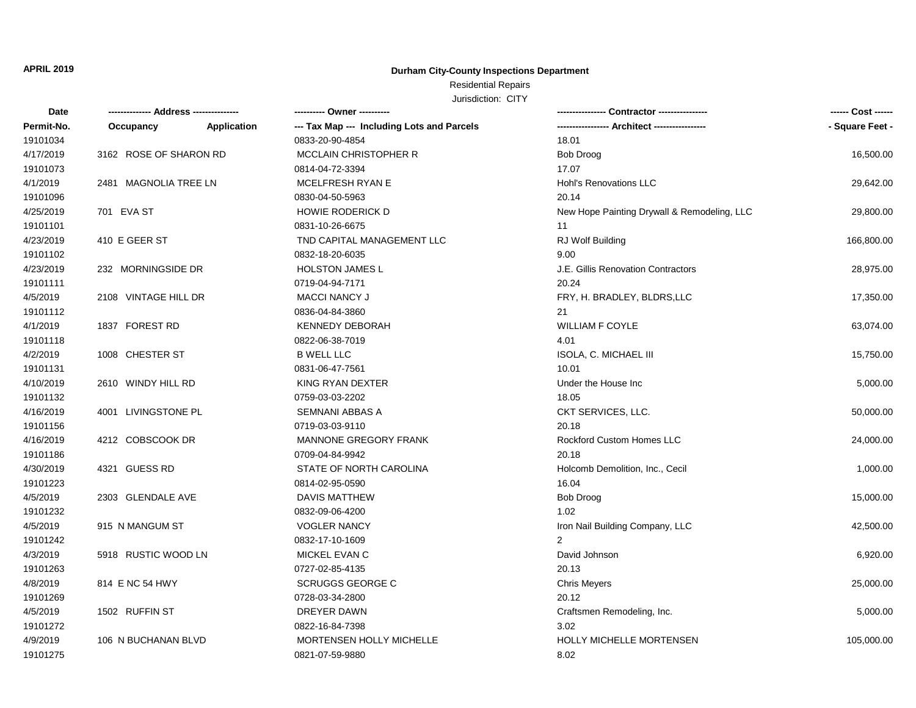**APRIL 2019**

## Durham City-County Inspections Department

Residential Repairs

Jurisdiction: CITY

| Date | -------------- Address -------------- | ---------- Owner ---------- | ---------------- Contractor ---------------- | ------ Cost ------ |
|---|---|---|---|---|
| Permit-No. | Occupancy Application | --- Tax Map --- Including Lots and Parcels | ----------------- Architect ----------------- | - Square Feet - |
| 19101034 | | 0833-20-90-4854 | 18.01 | |
| 4/17/2019 | 3162 ROSE OF SHARON RD | MCCLAIN CHRISTOPHER R | Bob Droog | 16,500.00 |
| 19101073 | | 0814-04-72-3394 | 17.07 | |
| 4/1/2019 | 2481 MAGNOLIA TREE LN | MCELFRESH RYAN E | Hohl's Renovations LLC | 29,642.00 |
| 19101096 | | 0830-04-50-5963 | 20.14 | |
| 4/25/2019 | 701 EVA ST | HOWIE RODERICK D | New Hope Painting Drywall & Remodeling, LLC | 29,800.00 |
| 19101101 | | 0831-10-26-6675 | 11 | |
| 4/23/2019 | 410 E GEER ST | TND CAPITAL MANAGEMENT LLC | RJ Wolf Building | 166,800.00 |
| 19101102 | | 0832-18-20-6035 | 9.00 | |
| 4/23/2019 | 232 MORNINGSIDE DR | HOLSTON JAMES L | J.E. Gillis Renovation Contractors | 28,975.00 |
| 19101111 | | 0719-04-94-7171 | 20.24 | |
| 4/5/2019 | 2108 VINTAGE HILL DR | MACCI NANCY J | FRY, H. BRADLEY, BLDRS,LLC | 17,350.00 |
| 19101112 | | 0836-04-84-3860 | 21 | |
| 4/1/2019 | 1837 FOREST RD | KENNEDY DEBORAH | WILLIAM F COYLE | 63,074.00 |
| 19101118 | | 0822-06-38-7019 | 4.01 | |
| 4/2/2019 | 1008 CHESTER ST | B WELL LLC | ISOLA, C. MICHAEL III | 15,750.00 |
| 19101131 | | 0831-06-47-7561 | 10.01 | |
| 4/10/2019 | 2610 WINDY HILL RD | KING RYAN DEXTER | Under the House Inc | 5,000.00 |
| 19101132 | | 0759-03-03-2202 | 18.05 | |
| 4/16/2019 | 4001 LIVINGSTONE PL | SEMNANI ABBAS A | CKT SERVICES, LLC. | 50,000.00 |
| 19101156 | | 0719-03-03-9110 | 20.18 | |
| 4/16/2019 | 4212 COBSCOOK DR | MANNONE GREGORY FRANK | Rockford Custom Homes LLC | 24,000.00 |
| 19101186 | | 0709-04-84-9942 | 20.18 | |
| 4/30/2019 | 4321 GUESS RD | STATE OF NORTH CAROLINA | Holcomb Demolition, Inc., Cecil | 1,000.00 |
| 19101223 | | 0814-02-95-0590 | 16.04 | |
| 4/5/2019 | 2303 GLENDALE AVE | DAVIS MATTHEW | Bob Droog | 15,000.00 |
| 19101232 | | 0832-09-06-4200 | 1.02 | |
| 4/5/2019 | 915 N MANGUM ST | VOGLER NANCY | Iron Nail Building Company, LLC | 42,500.00 |
| 19101242 | | 0832-17-10-1609 | 2 | |
| 4/3/2019 | 5918 RUSTIC WOOD LN | MICKEL EVAN C | David Johnson | 6,920.00 |
| 19101263 | | 0727-02-85-4135 | 20.13 | |
| 4/8/2019 | 814 E NC 54 HWY | SCRUGGS GEORGE C | Chris Meyers | 25,000.00 |
| 19101269 | | 0728-03-34-2800 | 20.12 | |
| 4/5/2019 | 1502 RUFFIN ST | DREYER DAWN | Craftsmen Remodeling, Inc. | 5,000.00 |
| 19101272 | | 0822-16-84-7398 | 3.02 | |
| 4/9/2019 | 106 N BUCHANAN BLVD | MORTENSEN HOLLY MICHELLE | HOLLY MICHELLE MORTENSEN | 105,000.00 |
| 19101275 | | 0821-07-59-9880 | 8.02 | |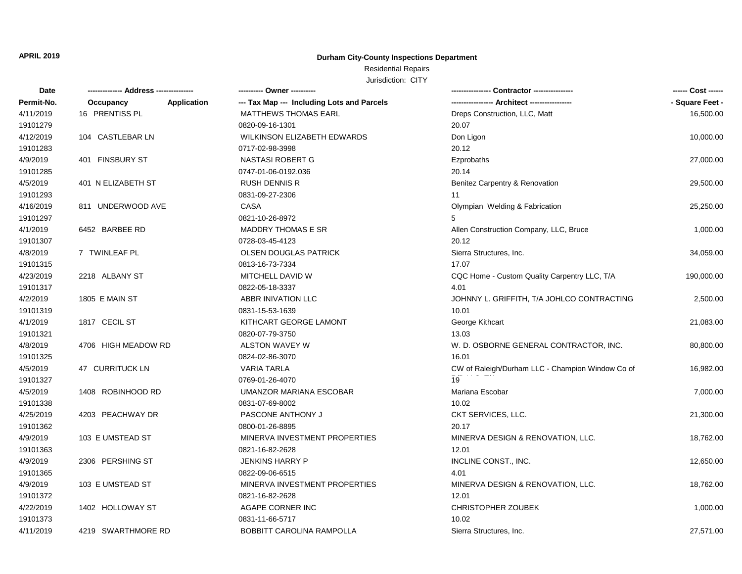**APRIL 2019**

**Durham City-County Inspections Department**

Residential Repairs

Jurisdiction: CITY

| Date<br>Permit-No. | -------------- Address --------------<br>Occupancy Application | ---------- Owner ----------<br>--- Tax Map --- Including Lots and Parcels | ---------------- Contractor ----------------<br>----------------- Architect ----------------- | ------ Cost ------<br>- Square Feet - |
|---|---|---|---|---|
| 4/11/2019<br>19101279 | 16 PRENTISS PL | MATTHEWS THOMAS EARL<br>0820-09-16-1301 | Dreps Construction, LLC, Matt<br>20.07 | 16,500.00 |
| 4/12/2019<br>19101283 | 104 CASTLEBAR LN | WILKINSON ELIZABETH EDWARDS<br>0717-02-98-3998 | Don Ligon<br>20.12 | 10,000.00 |
| 4/9/2019<br>19101285 | 401 FINSBURY ST | NASTASI ROBERT G<br>0747-01-06-0192.036 | Ezprobaths<br>20.14 | 27,000.00 |
| 4/5/2019<br>19101293 | 401 N ELIZABETH ST | RUSH DENNIS R<br>0831-09-27-2306 | Benitez Carpentry & Renovation<br>11 | 29,500.00 |
| 4/16/2019<br>19101297 | 811 UNDERWOOD AVE | CASA<br>0821-10-26-8972 | Olympian Welding & Fabrication<br>5 | 25,250.00 |
| 4/1/2019<br>19101307 | 6452 BARBEE RD | MADDRY THOMAS E SR<br>0728-03-45-4123 | Allen Construction Company, LLC, Bruce<br>20.12 | 1,000.00 |
| 4/8/2019<br>19101315 | 7 TWINLEAF PL | OLSEN DOUGLAS PATRICK<br>0813-16-73-7334 | Sierra Structures, Inc.<br>17.07 | 34,059.00 |
| 4/23/2019<br>19101317 | 2218 ALBANY ST | MITCHELL DAVID W<br>0822-05-18-3337 | CQC Home - Custom Quality Carpentry LLC, T/A<br>4.01 | 190,000.00 |
| 4/2/2019<br>19101319 | 1805 E MAIN ST | ABBR INIVATION LLC<br>0831-15-53-1639 | JOHNNY L. GRIFFITH, T/A JOHLCO CONTRACTING<br>10.01 | 2,500.00 |
| 4/1/2019<br>19101321 | 1817 CECIL ST | KITHCART GEORGE LAMONT<br>0820-07-79-3750 | George Kithcart<br>13.03 | 21,083.00 |
| 4/8/2019<br>19101325 | 4706 HIGH MEADOW RD | ALSTON WAVEY W<br>0824-02-86-3070 | W. D. OSBORNE GENERAL CONTRACTOR, INC.<br>16.01 | 80,800.00 |
| 4/5/2019<br>19101327 | 47 CURRITUCK LN | VARIA TARLA<br>0769-01-26-4070 | CW of Raleigh/Durham LLC - Champion Window Co of<br>19 | 16,982.00 |
| 4/5/2019<br>19101338 | 1408 ROBINHOOD RD | UMANZOR MARIANA ESCOBAR<br>0831-07-69-8002 | Mariana Escobar<br>10.02 | 7,000.00 |
| 4/25/2019<br>19101362 | 4203 PEACHWAY DR | PASCONE ANTHONY J<br>0800-01-26-8895 | CKT SERVICES, LLC.<br>20.17 | 21,300.00 |
| 4/9/2019<br>19101363 | 103 E UMSTEAD ST | MINERVA INVESTMENT PROPERTIES<br>0821-16-82-2628 | MINERVA DESIGN & RENOVATION, LLC.<br>12.01 | 18,762.00 |
| 4/9/2019<br>19101365 | 2306 PERSHING ST | JENKINS HARRY P<br>0822-09-06-6515 | INCLINE CONST., INC.<br>4.01 | 12,650.00 |
| 4/9/2019<br>19101372 | 103 E UMSTEAD ST | MINERVA INVESTMENT PROPERTIES<br>0821-16-82-2628 | MINERVA DESIGN & RENOVATION, LLC.<br>12.01 | 18,762.00 |
| 4/22/2019<br>19101373 | 1402 HOLLOWAY ST | AGAPE CORNER INC<br>0831-11-66-5717 | CHRISTOPHER ZOUBEK<br>10.02 | 1,000.00 |
| 4/11/2019 | 4219 SWARTHMORE RD | BOBBITT CAROLINA RAMPOLLA | Sierra Structures, Inc. | 27,571.00 |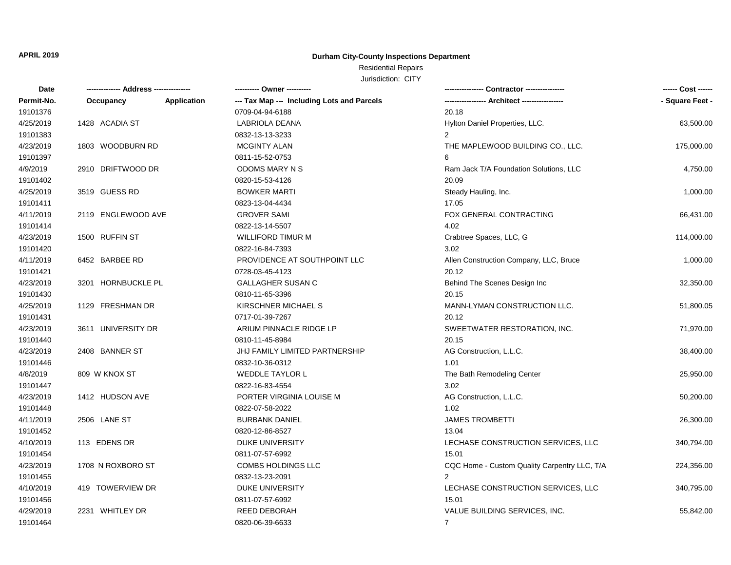**APRIL 2019**

# Durham City-County Inspections Department

Residential Repairs

Jurisdiction: CITY

| Date / Permit-No. | Address / Occupancy / Application | Owner / Tax Map --- Including Lots and Parcels | Contractor / Architect | Cost / Square Feet |
|---|---|---|---|---|
| 19101376 | | 0709-04-94-6188 | 20.18 | |
| 4/25/2019 | 1428 ACADIA ST | LABRIOLA DEANA | Hylton Daniel Properties, LLC. | 63,500.00 |
| 19101383 | | 0832-13-13-3233 | 2 | |
| 4/23/2019 | 1803 WOODBURN RD | MCGINTY ALAN | THE MAPLEWOOD BUILDING CO., LLC. | 175,000.00 |
| 19101397 | | 0811-15-52-0753 | 6 | |
| 4/9/2019 | 2910 DRIFTWOOD DR | ODOMS MARY N S | Ram Jack T/A Foundation Solutions, LLC | 4,750.00 |
| 19101402 | | 0820-15-53-4126 | 20.09 | |
| 4/25/2019 | 3519 GUESS RD | BOWKER MARTI | Steady Hauling, Inc. | 1,000.00 |
| 19101411 | | 0823-13-04-4434 | 17.05 | |
| 4/11/2019 | 2119 ENGLEWOOD AVE | GROVER SAMI | FOX GENERAL CONTRACTING | 66,431.00 |
| 19101414 | | 0822-13-14-5507 | 4.02 | |
| 4/23/2019 | 1500 RUFFIN ST | WILLIFORD TIMUR M | Crabtree Spaces, LLC, G | 114,000.00 |
| 19101420 | | 0822-16-84-7393 | 3.02 | |
| 4/11/2019 | 6452 BARBEE RD | PROVIDENCE AT SOUTHPOINT LLC | Allen Construction Company, LLC, Bruce | 1,000.00 |
| 19101421 | | 0728-03-45-4123 | 20.12 | |
| 4/23/2019 | 3201 HORNBUCKLE PL | GALLAGHER SUSAN C | Behind The Scenes Design Inc | 32,350.00 |
| 19101430 | | 0810-11-65-3396 | 20.15 | |
| 4/25/2019 | 1129 FRESHMAN DR | KIRSCHNER MICHAEL S | MANN-LYMAN CONSTRUCTION LLC. | 51,800.05 |
| 19101431 | | 0717-01-39-7267 | 20.12 | |
| 4/23/2019 | 3611 UNIVERSITY DR | ARIUM PINNACLE RIDGE LP | SWEETWATER RESTORATION, INC. | 71,970.00 |
| 19101440 | | 0810-11-45-8984 | 20.15 | |
| 4/23/2019 | 2408 BANNER ST | JHJ FAMILY LIMITED PARTNERSHIP | AG Construction, L.L.C. | 38,400.00 |
| 19101446 | | 0832-10-36-0312 | 1.01 | |
| 4/8/2019 | 809 W KNOX ST | WEDDLE TAYLOR L | The Bath Remodeling Center | 25,950.00 |
| 19101447 | | 0822-16-83-4554 | 3.02 | |
| 4/23/2019 | 1412 HUDSON AVE | PORTER VIRGINIA LOUISE M | AG Construction, L.L.C. | 50,200.00 |
| 19101448 | | 0822-07-58-2022 | 1.02 | |
| 4/11/2019 | 2506 LANE ST | BURBANK DANIEL | JAMES TROMBETTI | 26,300.00 |
| 19101452 | | 0820-12-86-8527 | 13.04 | |
| 4/10/2019 | 113 EDENS DR | DUKE UNIVERSITY | LECHASE CONSTRUCTION SERVICES, LLC | 340,794.00 |
| 19101454 | | 0811-07-57-6992 | 15.01 | |
| 4/23/2019 | 1708 N ROXBORO ST | COMBS HOLDINGS LLC | CQC Home - Custom Quality Carpentry LLC, T/A | 224,356.00 |
| 19101455 | | 0832-13-23-2091 | 2 | |
| 4/10/2019 | 419 TOWERVIEW DR | DUKE UNIVERSITY | LECHASE CONSTRUCTION SERVICES, LLC | 340,795.00 |
| 19101456 | | 0811-07-57-6992 | 15.01 | |
| 4/29/2019 | 2231 WHITLEY DR | REED DEBORAH | VALUE BUILDING SERVICES, INC. | 55,842.00 |
| 19101464 | | 0820-06-39-6633 | 7 | |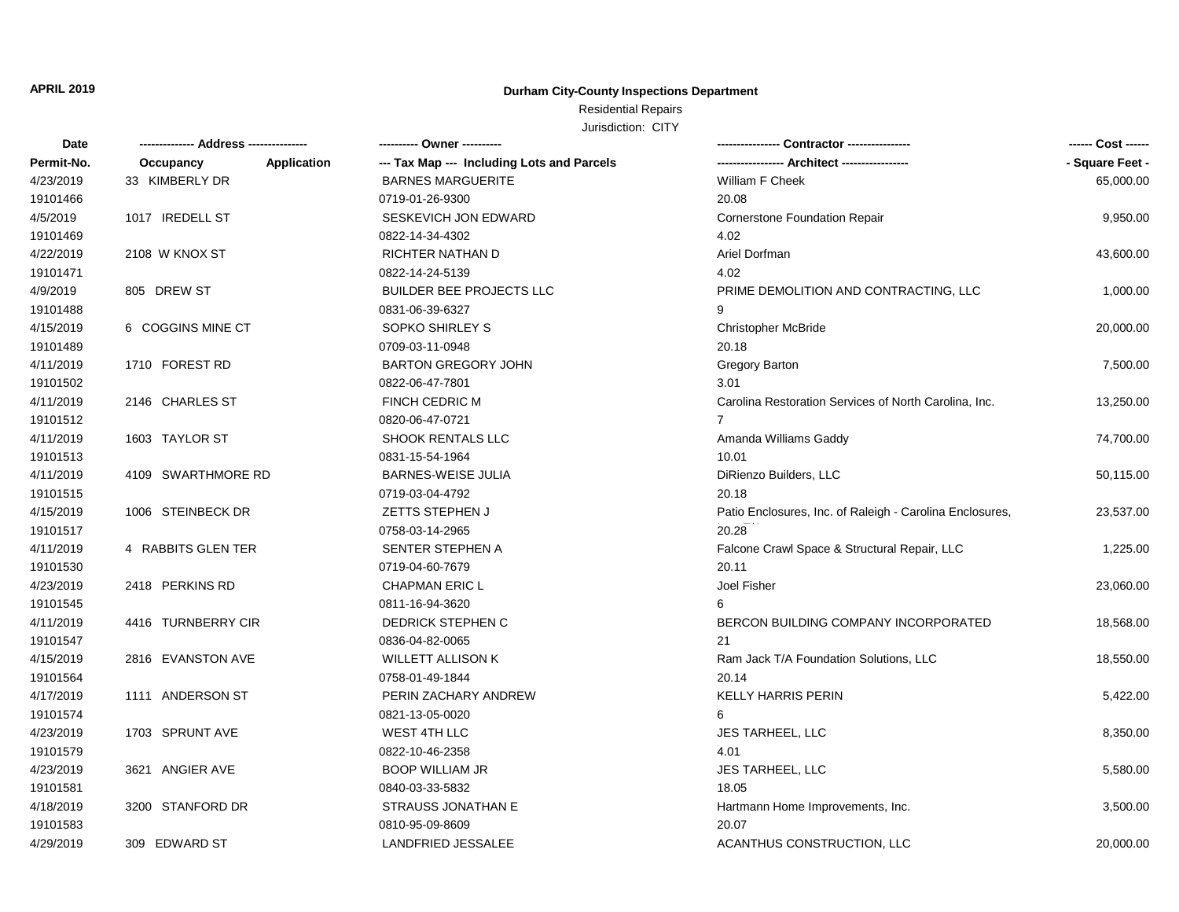**APRIL 2019**

**Durham City-County Inspections Department**

Residential Repairs

Jurisdiction: CITY

| Date | -------------- Address -------------- | | ---------- Owner ---------- | ---------------- Contractor ---------------- | ------ Cost ------ |
|---|---|---|---|---|---|
| Permit-No. | Occupancy | Application | --- Tax Map --- Including Lots and Parcels | ----------------- Architect ----------------- | - Square Feet - |
| 4/23/2019 | 33 KIMBERLY DR | | BARNES MARGUERITE | William F Cheek | 65,000.00 |
| 19101466 | | | 0719-01-26-9300 | 20.08 | |
| 4/5/2019 | 1017 IREDELL ST | | SESKEVICH JON EDWARD | Cornerstone Foundation Repair | 9,950.00 |
| 19101469 | | | 0822-14-34-4302 | 4.02 | |
| 4/22/2019 | 2108 W KNOX ST | | RICHTER NATHAN D | Ariel Dorfman | 43,600.00 |
| 19101471 | | | 0822-14-24-5139 | 4.02 | |
| 4/9/2019 | 805 DREW ST | | BUILDER BEE PROJECTS LLC | PRIME DEMOLITION AND CONTRACTING, LLC | 1,000.00 |
| 19101488 | | | 0831-06-39-6327 | 9 | |
| 4/15/2019 | 6 COGGINS MINE CT | | SOPKO SHIRLEY S | Christopher McBride | 20,000.00 |
| 19101489 | | | 0709-03-11-0948 | 20.18 | |
| 4/11/2019 | 1710 FOREST RD | | BARTON GREGORY JOHN | Gregory Barton | 7,500.00 |
| 19101502 | | | 0822-06-47-7801 | 3.01 | |
| 4/11/2019 | 2146 CHARLES ST | | FINCH CEDRIC M | Carolina Restoration Services of North Carolina, Inc. | 13,250.00 |
| 19101512 | | | 0820-06-47-0721 | 7 | |
| 4/11/2019 | 1603 TAYLOR ST | | SHOOK RENTALS LLC | Amanda Williams Gaddy | 74,700.00 |
| 19101513 | | | 0831-15-54-1964 | 10.01 | |
| 4/11/2019 | 4109 SWARTHMORE RD | | BARNES-WEISE JULIA | DiRienzo Builders, LLC | 50,115.00 |
| 19101515 | | | 0719-03-04-4792 | 20.18 | |
| 4/15/2019 | 1006 STEINBECK DR | | ZETTS STEPHEN J | Patio Enclosures, Inc. of Raleigh - Carolina Enclosures, | 23,537.00 |
| 19101517 | | | 0758-03-14-2965 | 20.28 | |
| 4/11/2019 | 4 RABBITS GLEN TER | | SENTER STEPHEN A | Falcone Crawl Space & Structural Repair, LLC | 1,225.00 |
| 19101530 | | | 0719-04-60-7679 | 20.11 | |
| 4/23/2019 | 2418 PERKINS RD | | CHAPMAN ERIC L | Joel Fisher | 23,060.00 |
| 19101545 | | | 0811-16-94-3620 | 6 | |
| 4/11/2019 | 4416 TURNBERRY CIR | | DEDRICK STEPHEN C | BERCON BUILDING COMPANY INCORPORATED | 18,568.00 |
| 19101547 | | | 0836-04-82-0065 | 21 | |
| 4/15/2019 | 2816 EVANSTON AVE | | WILLETT ALLISON K | Ram Jack T/A Foundation Solutions, LLC | 18,550.00 |
| 19101564 | | | 0758-01-49-1844 | 20.14 | |
| 4/17/2019 | 1111 ANDERSON ST | | PERIN ZACHARY ANDREW | KELLY HARRIS PERIN | 5,422.00 |
| 19101574 | | | 0821-13-05-0020 | 6 | |
| 4/23/2019 | 1703 SPRUNT AVE | | WEST 4TH LLC | JES TARHEEL, LLC | 8,350.00 |
| 19101579 | | | 0822-10-46-2358 | 4.01 | |
| 4/23/2019 | 3621 ANGIER AVE | | BOOP WILLIAM JR | JES TARHEEL, LLC | 5,580.00 |
| 19101581 | | | 0840-03-33-5832 | 18.05 | |
| 4/18/2019 | 3200 STANFORD DR | | STRAUSS JONATHAN E | Hartmann Home Improvements, Inc. | 3,500.00 |
| 19101583 | | | 0810-95-09-8609 | 20.07 | |
| 4/29/2019 | 309 EDWARD ST | | LANDFRIED JESSALEE | ACANTHUS CONSTRUCTION, LLC | 20,000.00 |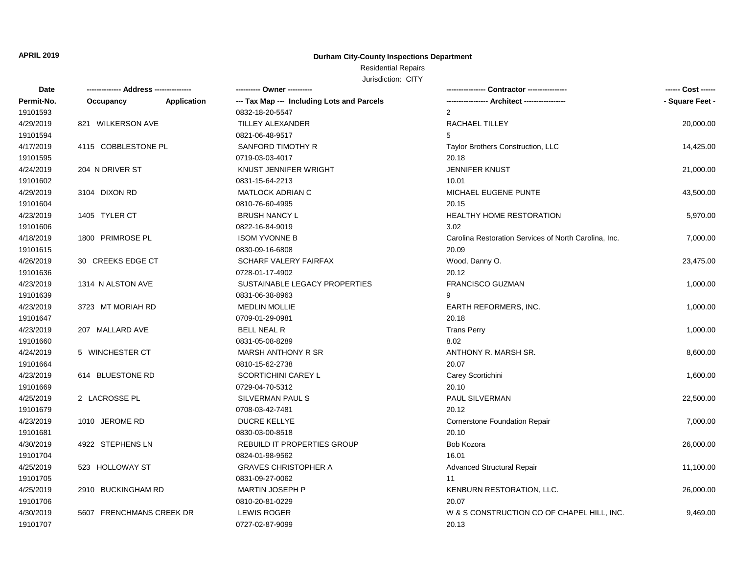APRIL 2019

**Durham City-County Inspections Department**

Residential Repairs

Jurisdiction: CITY

| Date<br>Permit-No. | ------------- Address --------------<br>Occupancy | <br>Application | ---------- Owner ----------<br>--- Tax Map --- Including Lots and Parcels | --------------- Contractor ---------------<br>---------------- Architect ---------------- | ------ Cost ------<br>- Square Feet - |
|---|---|---|---|---|---|
| 19101593 | | | 0832-18-20-5547 | 2 | |
| 4/29/2019 | 821 WILKERSON AVE | | TILLEY ALEXANDER | RACHAEL TILLEY | 20,000.00 |
| 19101594 | | | 0821-06-48-9517 | 5 | |
| 4/17/2019 | 4115 COBBLESTONE PL | | SANFORD TIMOTHY R | Taylor Brothers Construction, LLC | 14,425.00 |
| 19101595 | | | 0719-03-03-4017 | 20.18 | |
| 4/24/2019 | 204 N DRIVER ST | | KNUST JENNIFER WRIGHT | JENNIFER KNUST | 21,000.00 |
| 19101602 | | | 0831-15-64-2213 | 10.01 | |
| 4/29/2019 | 3104 DIXON RD | | MATLOCK ADRIAN C | MICHAEL EUGENE PUNTE | 43,500.00 |
| 19101604 | | | 0810-76-60-4995 | 20.15 | |
| 4/23/2019 | 1405 TYLER CT | | BRUSH NANCY L | HEALTHY HOME RESTORATION | 5,970.00 |
| 19101606 | | | 0822-16-84-9019 | 3.02 | |
| 4/18/2019 | 1800 PRIMROSE PL | | ISOM YVONNE B | Carolina Restoration Services of North Carolina, Inc. | 7,000.00 |
| 19101615 | | | 0830-09-16-6808 | 20.09 | |
| 4/26/2019 | 30 CREEKS EDGE CT | | SCHARF VALERY FAIRFAX | Wood, Danny O. | 23,475.00 |
| 19101636 | | | 0728-01-17-4902 | 20.12 | |
| 4/23/2019 | 1314 N ALSTON AVE | | SUSTAINABLE LEGACY PROPERTIES | FRANCISCO GUZMAN | 1,000.00 |
| 19101639 | | | 0831-06-38-8963 | 9 | |
| 4/23/2019 | 3723 MT MORIAH RD | | MEDLIN MOLLIE | EARTH REFORMERS, INC. | 1,000.00 |
| 19101647 | | | 0709-01-29-0981 | 20.18 | |
| 4/23/2019 | 207 MALLARD AVE | | BELL NEAL R | Trans Perry | 1,000.00 |
| 19101660 | | | 0831-05-08-8289 | 8.02 | |
| 4/24/2019 | 5 WINCHESTER CT | | MARSH ANTHONY R SR | ANTHONY R. MARSH SR. | 8,600.00 |
| 19101664 | | | 0810-15-62-2738 | 20.07 | |
| 4/23/2019 | 614 BLUESTONE RD | | SCORTICHINI CAREY L | Carey Scortichini | 1,600.00 |
| 19101669 | | | 0729-04-70-5312 | 20.10 | |
| 4/25/2019 | 2 LACROSSE PL | | SILVERMAN PAUL S | PAUL SILVERMAN | 22,500.00 |
| 19101679 | | | 0708-03-42-7481 | 20.12 | |
| 4/23/2019 | 1010 JEROME RD | | DUCRE KELLYE | Cornerstone Foundation Repair | 7,000.00 |
| 19101681 | | | 0830-03-00-8518 | 20.10 | |
| 4/30/2019 | 4922 STEPHENS LN | | REBUILD IT PROPERTIES GROUP | Bob Kozora | 26,000.00 |
| 19101704 | | | 0824-01-98-9562 | 16.01 | |
| 4/25/2019 | 523 HOLLOWAY ST | | GRAVES CHRISTOPHER A | Advanced Structural Repair | 11,100.00 |
| 19101705 | | | 0831-09-27-0062 | 11 | |
| 4/25/2019 | 2910 BUCKINGHAM RD | | MARTIN JOSEPH P | KENBURN RESTORATION, LLC. | 26,000.00 |
| 19101706 | | | 0810-20-81-0229 | 20.07 | |
| 4/30/2019 | 5607 FRENCHMANS CREEK DR | | LEWIS ROGER | W & S CONSTRUCTION CO OF CHAPEL HILL, INC. | 9,469.00 |
| 19101707 | | | 0727-02-87-9099 | 20.13 | |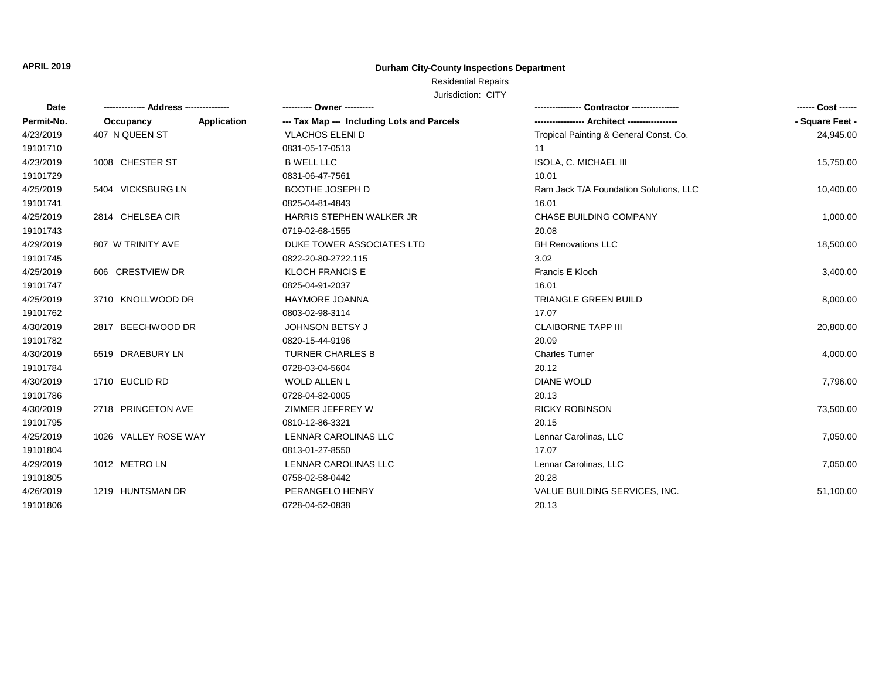**APRIL 2019**

**Durham City-County Inspections Department**

Residential Repairs

Jurisdiction: CITY

| Date | -------------- Address -------------- | | ---------- Owner ---------- | ---------------- Contractor ---------------- | ------ Cost ------ |
|---|---|---|---|---|---|
| **Permit-No.** | **Occupancy** | **Application** | **--- Tax Map --- Including Lots and Parcels** | **----------------- Architect -----------------** | **- Square Feet -** |
| 4/23/2019 | 407 N QUEEN ST | | VLACHOS ELENI D | Tropical Painting & General Const. Co. | 24,945.00 |
| 19101710 | | | 0831-05-17-0513 | 11 | |
| 4/23/2019 | 1008 CHESTER ST | | B WELL LLC | ISOLA, C. MICHAEL III | 15,750.00 |
| 19101729 | | | 0831-06-47-7561 | 10.01 | |
| 4/25/2019 | 5404 VICKSBURG LN | | BOOTHE JOSEPH D | Ram Jack T/A Foundation Solutions, LLC | 10,400.00 |
| 19101741 | | | 0825-04-81-4843 | 16.01 | |
| 4/25/2019 | 2814 CHELSEA CIR | | HARRIS STEPHEN WALKER JR | CHASE BUILDING COMPANY | 1,000.00 |
| 19101743 | | | 0719-02-68-1555 | 20.08 | |
| 4/29/2019 | 807 W TRINITY AVE | | DUKE TOWER ASSOCIATES LTD | BH Renovations LLC | 18,500.00 |
| 19101745 | | | 0822-20-80-2722.115 | 3.02 | |
| 4/25/2019 | 606 CRESTVIEW DR | | KLOCH FRANCIS E | Francis E Kloch | 3,400.00 |
| 19101747 | | | 0825-04-91-2037 | 16.01 | |
| 4/25/2019 | 3710 KNOLLWOOD DR | | HAYMORE JOANNA | TRIANGLE GREEN BUILD | 8,000.00 |
| 19101762 | | | 0803-02-98-3114 | 17.07 | |
| 4/30/2019 | 2817 BEECHWOOD DR | | JOHNSON BETSY J | CLAIBORNE TAPP III | 20,800.00 |
| 19101782 | | | 0820-15-44-9196 | 20.09 | |
| 4/30/2019 | 6519 DRAEBURY LN | | TURNER CHARLES B | Charles Turner | 4,000.00 |
| 19101784 | | | 0728-03-04-5604 | 20.12 | |
| 4/30/2019 | 1710 EUCLID RD | | WOLD ALLEN L | DIANE WOLD | 7,796.00 |
| 19101786 | | | 0728-04-82-0005 | 20.13 | |
| 4/30/2019 | 2718 PRINCETON AVE | | ZIMMER JEFFREY W | RICKY ROBINSON | 73,500.00 |
| 19101795 | | | 0810-12-86-3321 | 20.15 | |
| 4/25/2019 | 1026 VALLEY ROSE WAY | | LENNAR CAROLINAS LLC | Lennar Carolinas, LLC | 7,050.00 |
| 19101804 | | | 0813-01-27-8550 | 17.07 | |
| 4/29/2019 | 1012 METRO LN | | LENNAR CAROLINAS LLC | Lennar Carolinas, LLC | 7,050.00 |
| 19101805 | | | 0758-02-58-0442 | 20.28 | |
| 4/26/2019 | 1219 HUNTSMAN DR | | PERANGELO HENRY | VALUE BUILDING SERVICES, INC. | 51,100.00 |
| 19101806 | | | 0728-04-52-0838 | 20.13 | |